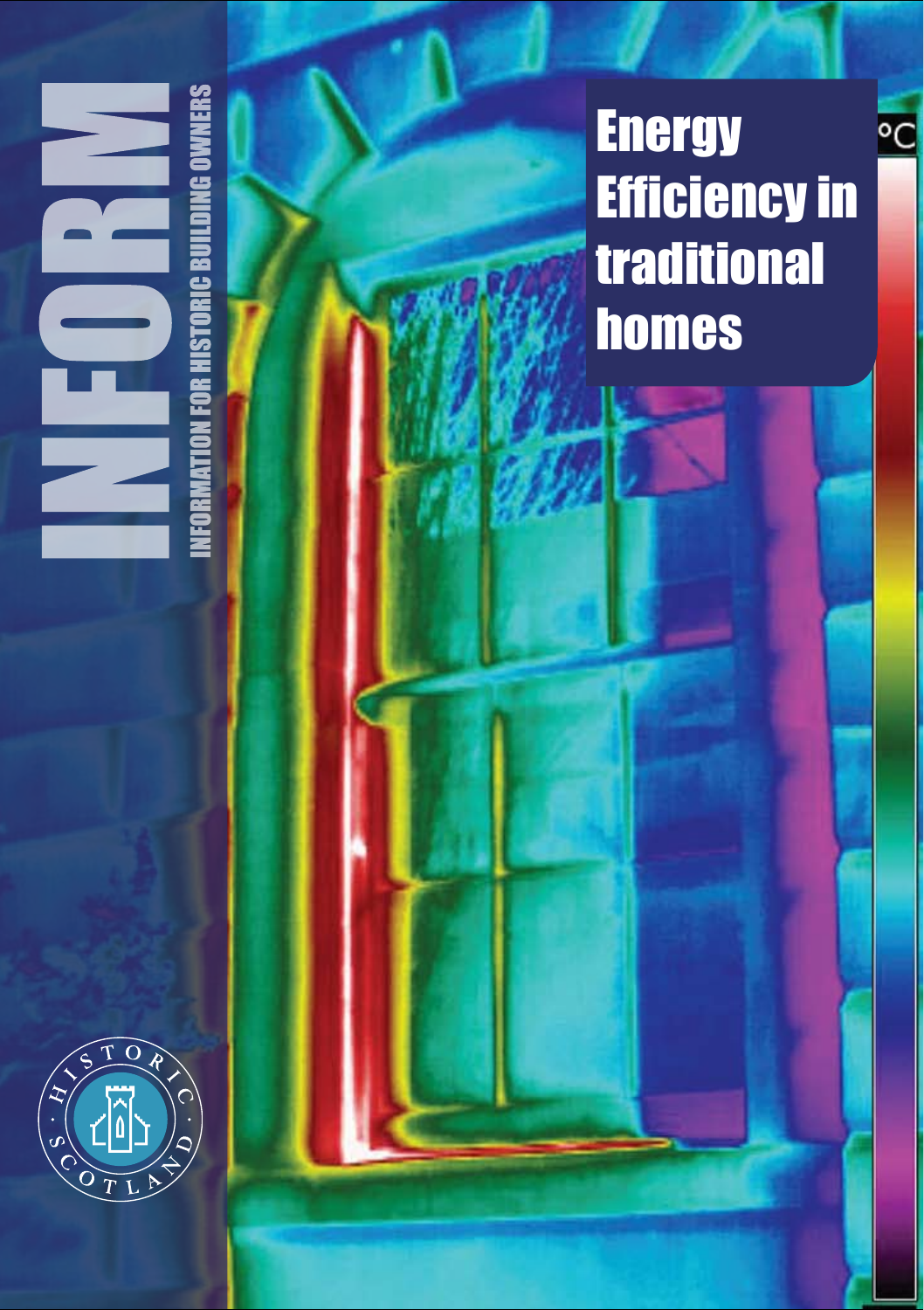# INFORM

INFORMATION FOR HISTORIC BUILDING OWNERS

# Energy Efficiency in traditional homes

°C

HISTORIC SCOTLAND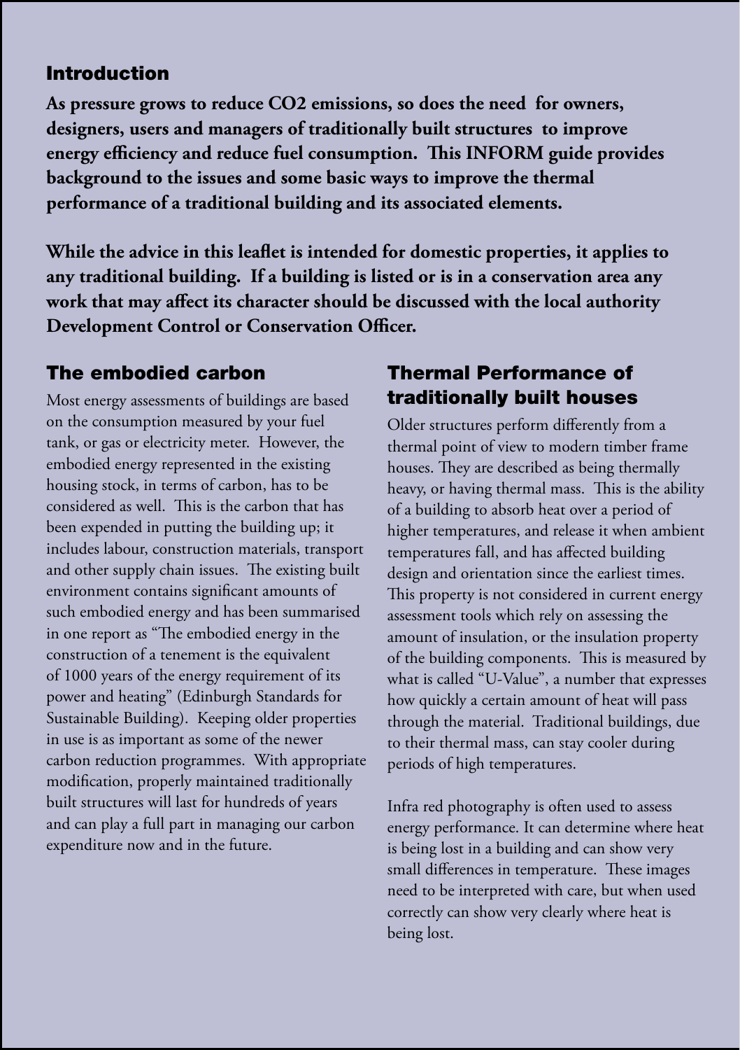## Introduction

**As pressure grows to reduce $CO_2$ emissions, so does the need for owners, designers, users and managers of traditionally built structures to improve energy efficiency and reduce fuel consumption. This INFORM guide provides background to the issues and some basic ways to improve the thermal performance of a traditional building and its associated elements.**

**While the advice in this leaflet is intended for domestic properties, it applies to any traditional building. If a building is listed or is in a conservation area any work that may affect its character should be discussed with the local authority Development Control or Conservation Officer.**

## The embodied carbon

Most energy assessments of buildings are based on the consumption measured by your fuel tank, or gas or electricity meter. However, the embodied energy represented in the existing housing stock, in terms of carbon, has to be considered as well. This is the carbon that has been expended in putting the building up; it includes labour, construction materials, transport and other supply chain issues. The existing built environment contains significant amounts of such embodied energy and has been summarised in one report as "The embodied energy in the construction of a tenement is the equivalent of 1000 years of the energy requirement of its power and heating" (Edinburgh Standards for Sustainable Building). Keeping older properties in use is as important as some of the newer carbon reduction programmes. With appropriate modification, properly maintained traditionally built structures will last for hundreds of years and can play a full part in managing our carbon expenditure now and in the future.

## Thermal Performance of traditionally built houses

Older structures perform differently from a thermal point of view to modern timber frame houses. They are described as being thermally heavy, or having thermal mass. This is the ability of a building to absorb heat over a period of higher temperatures, and release it when ambient temperatures fall, and has affected building design and orientation since the earliest times. This property is not considered in current energy assessment tools which rely on assessing the amount of insulation, or the insulation property of the building components. This is measured by what is called "U-Value", a number that expresses how quickly a certain amount of heat will pass through the material. Traditional buildings, due to their thermal mass, can stay cooler during periods of high temperatures.

Infra red photography is often used to assess energy performance. It can determine where heat is being lost in a building and can show very small differences in temperature. These images need to be interpreted with care, but when used correctly can show very clearly where heat is being lost.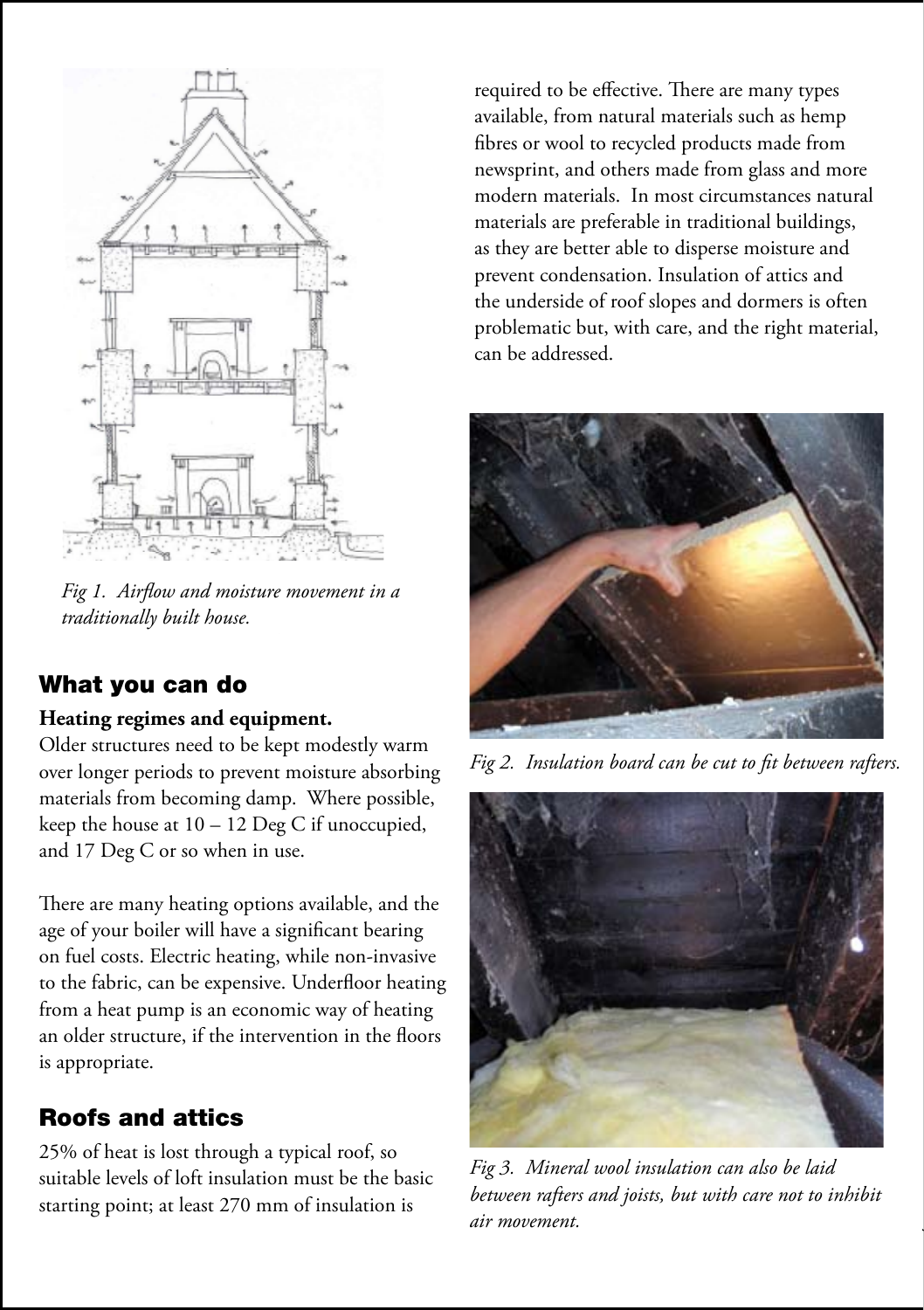*Fig 1. Airflow and moisture movement in a traditionally built house.*

## What you can do

**Heating regimes and equipment.**

Older structures need to be kept modestly warm over longer periods to prevent moisture absorbing materials from becoming damp. Where possible, keep the house at 10 – 12 Deg C if unoccupied, and 17 Deg C or so when in use.

There are many heating options available, and the age of your boiler will have a significant bearing on fuel costs. Electric heating, while non-invasive to the fabric, can be expensive. Underfloor heating from a heat pump is an economic way of heating an older structure, if the intervention in the floors is appropriate.

## Roofs and attics

25% of heat is lost through a typical roof, so suitable levels of loft insulation must be the basic starting point; at least 270 mm of insulation is required to be effective. There are many types available, from natural materials such as hemp fibres or wool to recycled products made from newsprint, and others made from glass and more modern materials. In most circumstances natural materials are preferable in traditional buildings, as they are better able to disperse moisture and prevent condensation. Insulation of attics and the underside of roof slopes and dormers is often problematic but, with care, and the right material, can be addressed.

*Fig 2. Insulation board can be cut to fit between rafters.*

*Fig 3. Mineral wool insulation can also be laid between rafters and joists, but with care not to inhibit air movement.*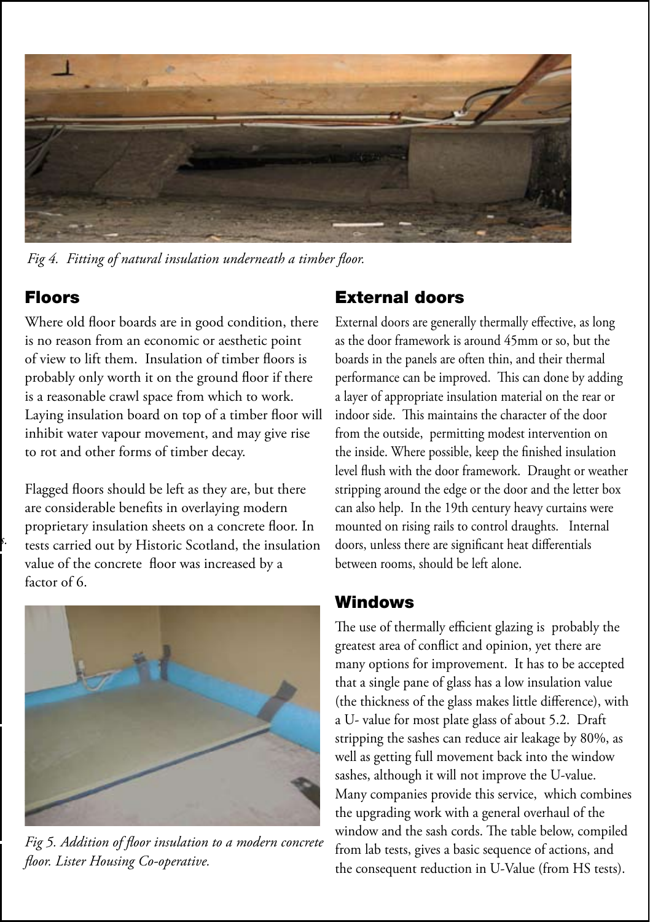*Fig 4. Fitting of natural insulation underneath a timber floor.*

## Floors

Where old floor boards are in good condition, there is no reason from an economic or aesthetic point of view to lift them. Insulation of timber floors is probably only worth it on the ground floor if there is a reasonable crawl space from which to work. Laying insulation board on top of a timber floor will inhibit water vapour movement, and may give rise to rot and other forms of timber decay.

Flagged floors should be left as they are, but there are considerable benefits in overlaying modern proprietary insulation sheets on a concrete floor. In tests carried out by Historic Scotland, the insulation value of the concrete floor was increased by a factor of 6.

*Fig 5. Addition of floor insulation to a modern concrete floor. Lister Housing Co-operative.*

## External doors

External doors are generally thermally effective, as long as the door framework is around 45mm or so, but the boards in the panels are often thin, and their thermal performance can be improved. This can done by adding a layer of appropriate insulation material on the rear or indoor side. This maintains the character of the door from the outside, permitting modest intervention on the inside. Where possible, keep the finished insulation level flush with the door framework. Draught or weather stripping around the edge or the door and the letter box can also help. In the 19th century heavy curtains were mounted on rising rails to control draughts. Internal doors, unless there are significant heat differentials between rooms, should be left alone.

## Windows

The use of thermally efficient glazing is probably the greatest area of conflict and opinion, yet there are many options for improvement. It has to be accepted that a single pane of glass has a low insulation value (the thickness of the glass makes little difference), with a U- value for most plate glass of about 5.2. Draft stripping the sashes can reduce air leakage by 80%, as well as getting full movement back into the window sashes, although it will not improve the U-value. Many companies provide this service, which combines the upgrading work with a general overhaul of the window and the sash cords. The table below, compiled from lab tests, gives a basic sequence of actions, and the consequent reduction in U-Value (from HS tests).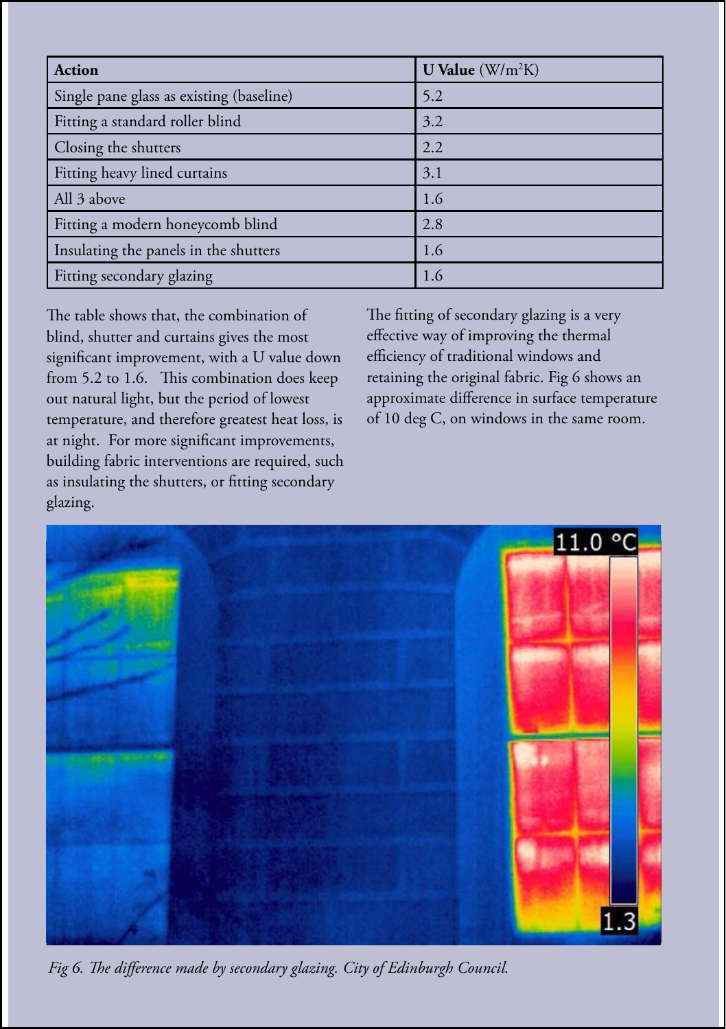| **Action** | **U Value** (W/m$^2$K) |
| --- | --- |
| Single pane glass as existing (baseline) | 5.2 |
| Fitting a standard roller blind | 3.2 |
| Closing the shutters | 2.2 |
| Fitting heavy lined curtains | 3.1 |
| All 3 above | 1.6 |
| Fitting a modern honeycomb blind | 2.8 |
| Insulating the panels in the shutters | 1.6 |
| Fitting secondary glazing | 1.6 |

The table shows that, the combination of blind, shutter and curtains gives the most significant improvement, with a U value down from 5.2 to 1.6. This combination does keep out natural light, but the period of lowest temperature, and therefore greatest heat loss, is at night. For more significant improvements, building fabric interventions are required, such as insulating the shutters, or fitting secondary glazing.

The fitting of secondary glazing is a very effective way of improving the thermal efficiency of traditional windows and retaining the original fabric. Fig 6 shows an approximate difference in surface temperature of 10 deg C, on windows in the same room.

*Fig 6. The difference made by secondary glazing. City of Edinburgh Council.*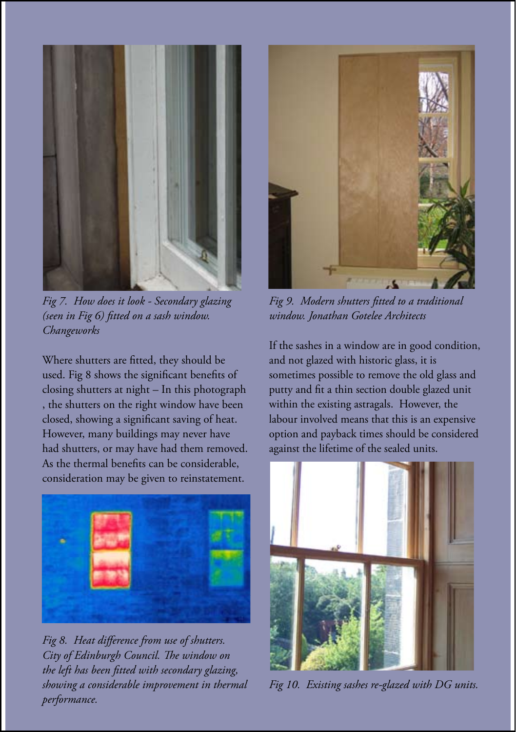*Fig 7. How does it look - Secondary glazing (seen in Fig 6) fitted on a sash window. Changeworks*

Where shutters are fitted, they should be used. Fig 8 shows the significant benefits of closing shutters at night – In this photograph , the shutters on the right window have been closed, showing a significant saving of heat. However, many buildings may never have had shutters, or may have had them removed. As the thermal benefits can be considerable, consideration may be given to reinstatement.

*Fig 8. Heat difference from use of shutters. City of Edinburgh Council. The window on the left has been fitted with secondary glazing, showing a considerable improvement in thermal performance.*

*Fig 9. Modern shutters fitted to a traditional window. Jonathan Gotelee Architects*

If the sashes in a window are in good condition, and not glazed with historic glass, it is sometimes possible to remove the old glass and putty and fit a thin section double glazed unit within the existing astragals. However, the labour involved means that this is an expensive option and payback times should be considered against the lifetime of the sealed units.

*Fig 10. Existing sashes re-glazed with DG units.*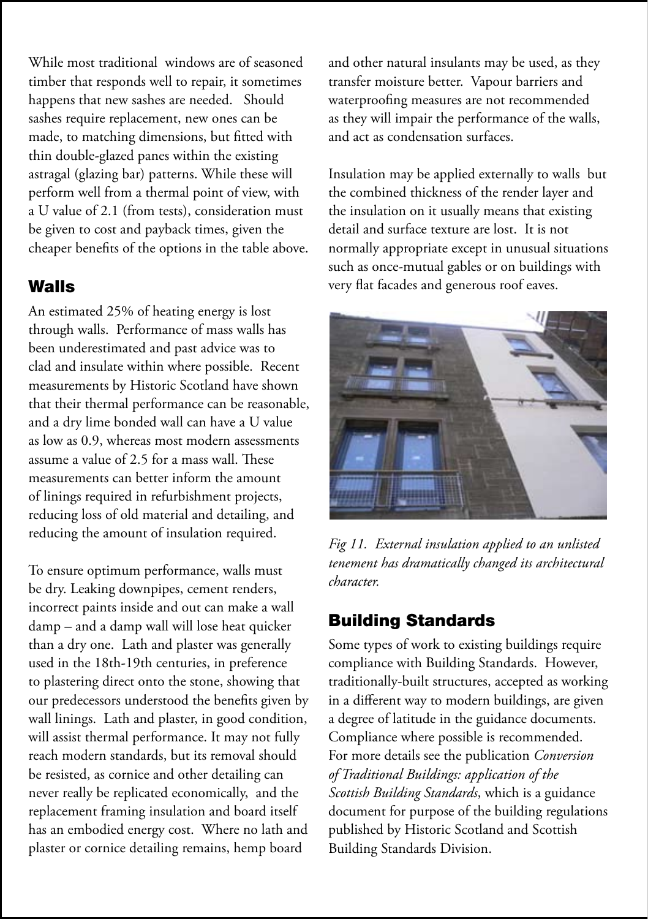While most traditional windows are of seasoned timber that responds well to repair, it sometimes happens that new sashes are needed. Should sashes require replacement, new ones can be made, to matching dimensions, but fitted with thin double-glazed panes within the existing astragal (glazing bar) patterns. While these will perform well from a thermal point of view, with a U value of 2.1 (from tests), consideration must be given to cost and payback times, given the cheaper benefits of the options in the table above.

## Walls

An estimated 25% of heating energy is lost through walls. Performance of mass walls has been underestimated and past advice was to clad and insulate within where possible. Recent measurements by Historic Scotland have shown that their thermal performance can be reasonable, and a dry lime bonded wall can have a U value as low as 0.9, whereas most modern assessments assume a value of 2.5 for a mass wall. These measurements can better inform the amount of linings required in refurbishment projects, reducing loss of old material and detailing, and reducing the amount of insulation required.

To ensure optimum performance, walls must be dry. Leaking downpipes, cement renders, incorrect paints inside and out can make a wall damp – and a damp wall will lose heat quicker than a dry one. Lath and plaster was generally used in the 18th-19th centuries, in preference to plastering direct onto the stone, showing that our predecessors understood the benefits given by wall linings. Lath and plaster, in good condition, will assist thermal performance. It may not fully reach modern standards, but its removal should be resisted, as cornice and other detailing can never really be replicated economically, and the replacement framing insulation and board itself has an embodied energy cost. Where no lath and plaster or cornice detailing remains, hemp board and other natural insulants may be used, as they transfer moisture better. Vapour barriers and waterproofing measures are not recommended as they will impair the performance of the walls, and act as condensation surfaces.

Insulation may be applied externally to walls but the combined thickness of the render layer and the insulation on it usually means that existing detail and surface texture are lost. It is not normally appropriate except in unusual situations such as once-mutual gables or on buildings with very flat facades and generous roof eaves.

*Fig 11. External insulation applied to an unlisted tenement has dramatically changed its architectural character.*

## Building Standards

Some types of work to existing buildings require compliance with Building Standards. However, traditionally-built structures, accepted as working in a different way to modern buildings, are given a degree of latitude in the guidance documents. Compliance where possible is recommended. For more details see the publication *Conversion of Traditional Buildings: application of the Scottish Building Standards*, which is a guidance document for purpose of the building regulations published by Historic Scotland and Scottish Building Standards Division.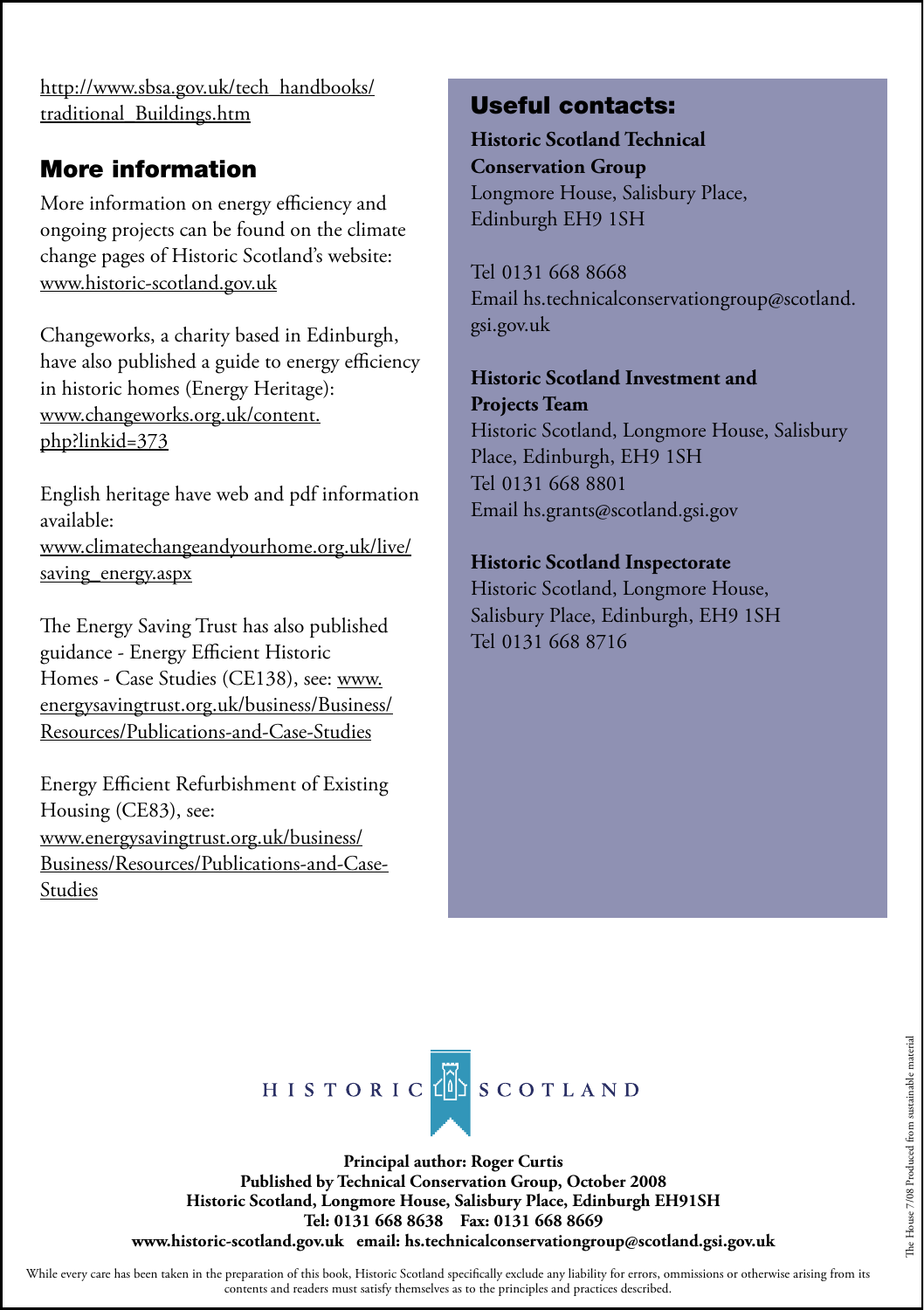http://www.sbsa.gov.uk/tech_handbooks/traditional_Buildings.htm

## More information

More information on energy efficiency and ongoing projects can be found on the climate change pages of Historic Scotland's website: www.historic-scotland.gov.uk

Changeworks, a charity based in Edinburgh, have also published a guide to energy efficiency in historic homes (Energy Heritage): www.changeworks.org.uk/content.php?linkid=373

English heritage have web and pdf information available: www.climatechangeandyourhome.org.uk/live/saving_energy.aspx

The Energy Saving Trust has also published guidance - Energy Efficient Historic Homes - Case Studies (CE138), see: www.energysavingtrust.org.uk/business/Business/Resources/Publications-and-Case-Studies

Energy Efficient Refurbishment of Existing Housing (CE83), see: www.energysavingtrust.org.uk/business/Business/Resources/Publications-and-Case-Studies

## Useful contacts:

**Historic Scotland Technical Conservation Group**
Longmore House, Salisbury Place, Edinburgh EH9 1SH

Tel 0131 668 8668
Email hs.technicalconservationgroup@scotland.gsi.gov.uk

**Historic Scotland Investment and Projects Team**
Historic Scotland, Longmore House, Salisbury Place, Edinburgh, EH9 1SH
Tel 0131 668 8801
Email hs.grants@scotland.gsi.gov

**Historic Scotland Inspectorate**
Historic Scotland, Longmore House, Salisbury Place, Edinburgh, EH9 1SH
Tel 0131 668 8716

HISTORIC SCOTLAND

**Principal author: Roger Curtis**
**Published by Technical Conservation Group, October 2008**
**Historic Scotland, Longmore House, Salisbury Place, Edinburgh EH91SH**
**Tel: 0131 668 8638 Fax: 0131 668 8669**
**www.historic-scotland.gov.uk email: hs.technicalconservationgroup@scotland.gsi.gov.uk**

While every care has been taken in the preparation of this book, Historic Scotland specifically exclude any liability for errors, ommissions or otherwise arising from its contents and readers must satisfy themselves as to the principles and practices described.

The House 7/08 Produced from sustainable material